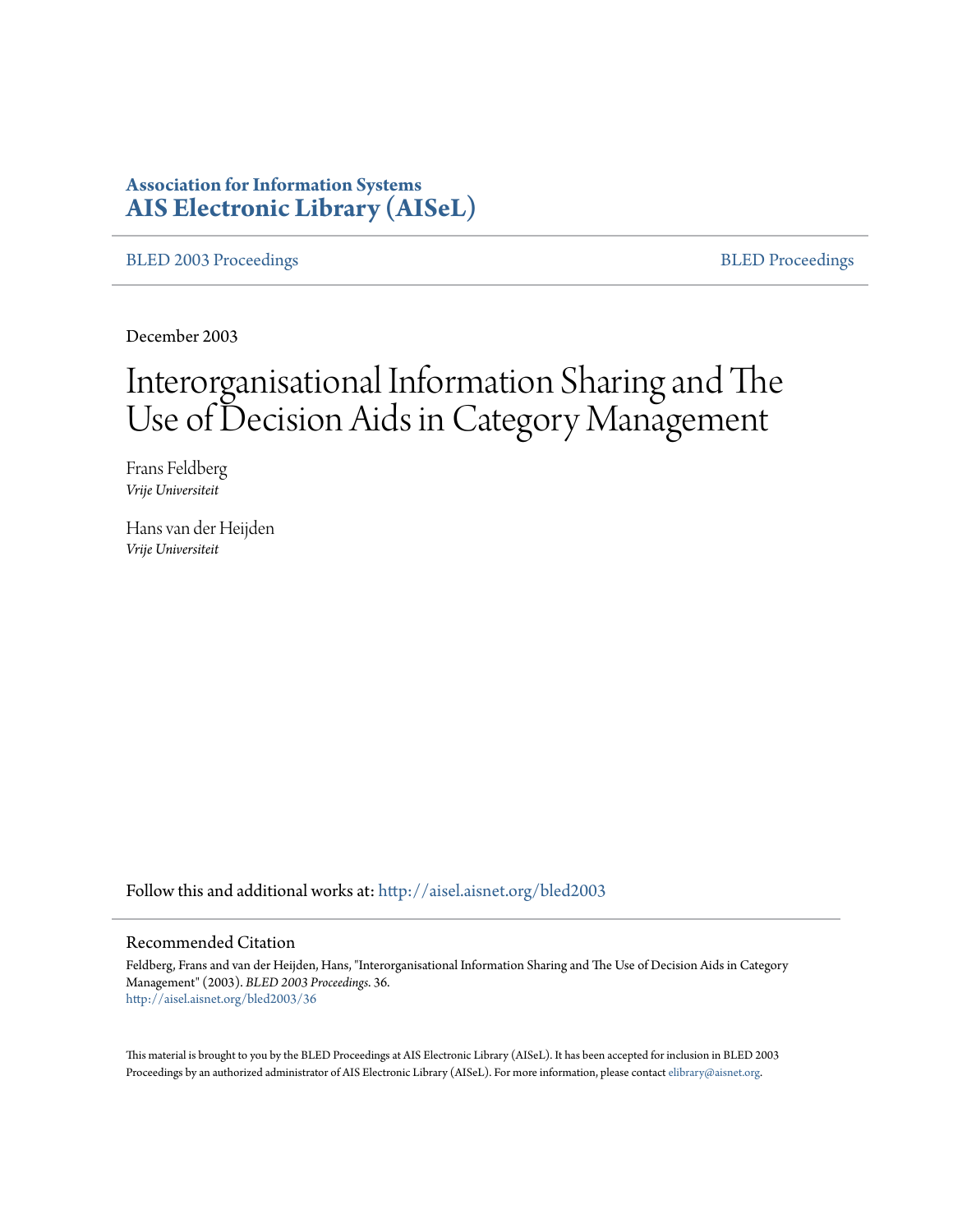**Association for Information Systems**
**AIS Electronic Library (AISeL)**

BLED 2003 Proceedings | BLED Proceedings

December 2003

# Interorganisational Information Sharing and The Use of Decision Aids in Category Management

Frans Feldberg
*Vrije Universiteit*

Hans van der Heijden
*Vrije Universiteit*

Follow this and additional works at: http://aisel.aisnet.org/bled2003

## Recommended Citation

Feldberg, Frans and van der Heijden, Hans, "Interorganisational Information Sharing and The Use of Decision Aids in Category Management" (2003). *BLED 2003 Proceedings*. 36.
http://aisel.aisnet.org/bled2003/36

This material is brought to you by the BLED Proceedings at AIS Electronic Library (AISeL). It has been accepted for inclusion in BLED 2003 Proceedings by an authorized administrator of AIS Electronic Library (AISeL). For more information, please contact elibrary@aisnet.org.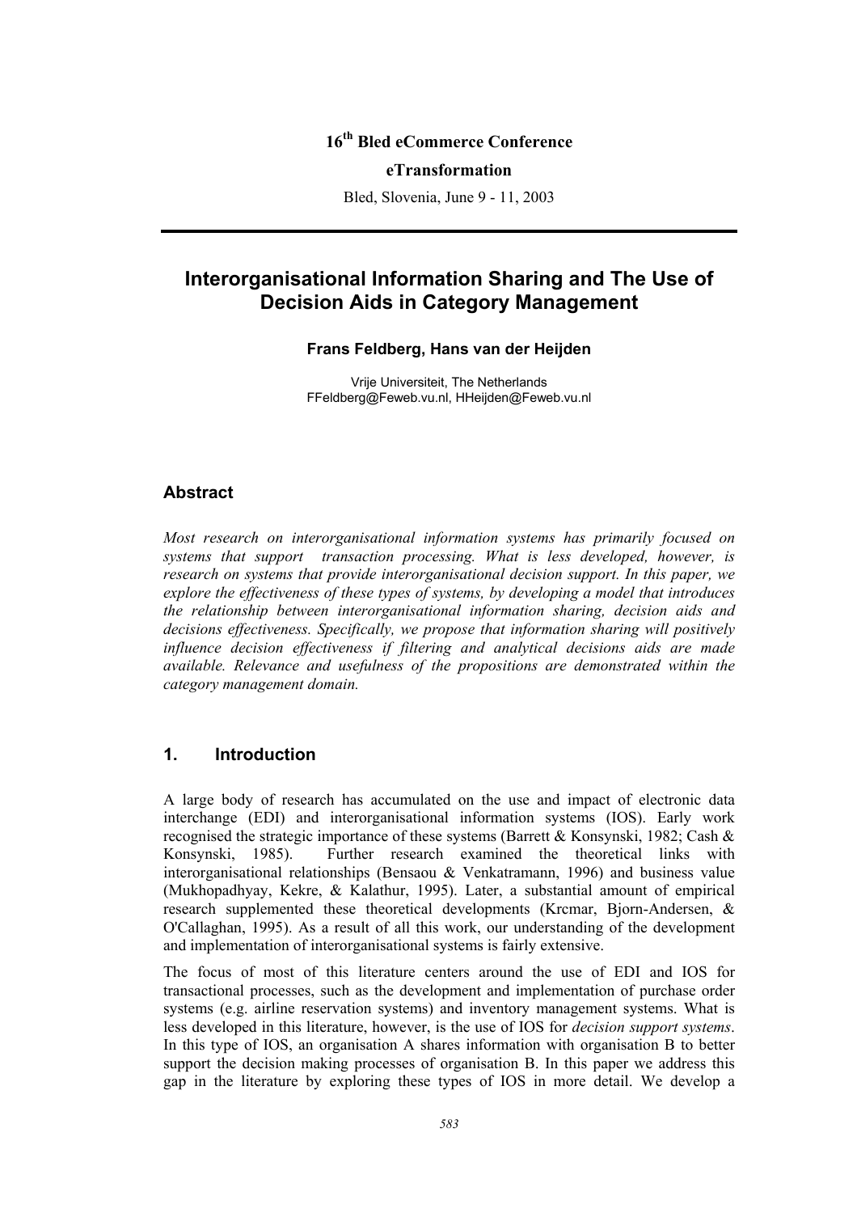16th Bled eCommerce Conference

**eTransformation**

Bled, Slovenia, June 9 - 11, 2003

# Interorganisational Information Sharing and The Use of Decision Aids in Category Management

**Frans Feldberg, Hans van der Heijden**

Vrije Universiteit, The Netherlands
FFeldberg@Feweb.vu.nl, HHeijden@Feweb.vu.nl

## Abstract

*Most research on interorganisational information systems has primarily focused on systems that support transaction processing. What is less developed, however, is research on systems that provide interorganisational decision support. In this paper, we explore the effectiveness of these types of systems, by developing a model that introduces the relationship between interorganisational information sharing, decision aids and decisions effectiveness. Specifically, we propose that information sharing will positively influence decision effectiveness if filtering and analytical decisions aids are made available. Relevance and usefulness of the propositions are demonstrated within the category management domain.*

## 1. Introduction

A large body of research has accumulated on the use and impact of electronic data interchange (EDI) and interorganisational information systems (IOS). Early work recognised the strategic importance of these systems (Barrett & Konsynski, 1982; Cash & Konsynski, 1985). Further research examined the theoretical links with interorganisational relationships (Bensaou & Venkatramann, 1996) and business value (Mukhopadhyay, Kekre, & Kalathur, 1995). Later, a substantial amount of empirical research supplemented these theoretical developments (Krcmar, Bjorn-Andersen, & O'Callaghan, 1995). As a result of all this work, our understanding of the development and implementation of interorganisational systems is fairly extensive.

The focus of most of this literature centers around the use of EDI and IOS for transactional processes, such as the development and implementation of purchase order systems (e.g. airline reservation systems) and inventory management systems. What is less developed in this literature, however, is the use of IOS for *decision support systems*. In this type of IOS, an organisation A shares information with organisation B to better support the decision making processes of organisation B. In this paper we address this gap in the literature by exploring these types of IOS in more detail. We develop a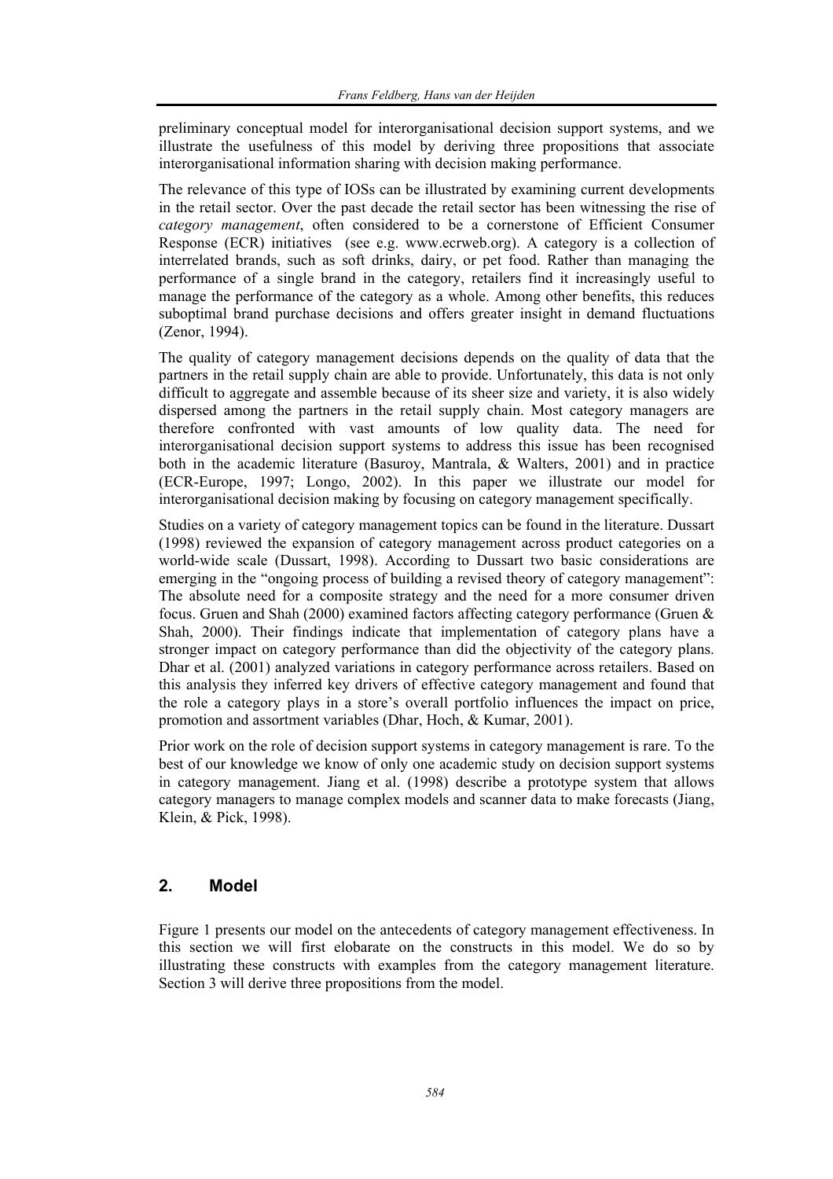preliminary conceptual model for interorganisational decision support systems, and we illustrate the usefulness of this model by deriving three propositions that associate interorganisational information sharing with decision making performance.

The relevance of this type of IOSs can be illustrated by examining current developments in the retail sector. Over the past decade the retail sector has been witnessing the rise of *category management*, often considered to be a cornerstone of Efficient Consumer Response (ECR) initiatives (see e.g. www.ecrweb.org). A category is a collection of interrelated brands, such as soft drinks, dairy, or pet food. Rather than managing the performance of a single brand in the category, retailers find it increasingly useful to manage the performance of the category as a whole. Among other benefits, this reduces suboptimal brand purchase decisions and offers greater insight in demand fluctuations (Zenor, 1994).

The quality of category management decisions depends on the quality of data that the partners in the retail supply chain are able to provide. Unfortunately, this data is not only difficult to aggregate and assemble because of its sheer size and variety, it is also widely dispersed among the partners in the retail supply chain. Most category managers are therefore confronted with vast amounts of low quality data. The need for interorganisational decision support systems to address this issue has been recognised both in the academic literature (Basuroy, Mantrala, & Walters, 2001) and in practice (ECR-Europe, 1997; Longo, 2002). In this paper we illustrate our model for interorganisational decision making by focusing on category management specifically.

Studies on a variety of category management topics can be found in the literature. Dussart (1998) reviewed the expansion of category management across product categories on a world-wide scale (Dussart, 1998). According to Dussart two basic considerations are emerging in the "ongoing process of building a revised theory of category management": The absolute need for a composite strategy and the need for a more consumer driven focus. Gruen and Shah (2000) examined factors affecting category performance (Gruen & Shah, 2000). Their findings indicate that implementation of category plans have a stronger impact on category performance than did the objectivity of the category plans. Dhar et al. (2001) analyzed variations in category performance across retailers. Based on this analysis they inferred key drivers of effective category management and found that the role a category plays in a store's overall portfolio influences the impact on price, promotion and assortment variables (Dhar, Hoch, & Kumar, 2001).

Prior work on the role of decision support systems in category management is rare. To the best of our knowledge we know of only one academic study on decision support systems in category management. Jiang et al. (1998) describe a prototype system that allows category managers to manage complex models and scanner data to make forecasts (Jiang, Klein, & Pick, 1998).

## 2. Model

Figure 1 presents our model on the antecedents of category management effectiveness. In this section we will first elobarate on the constructs in this model. We do so by illustrating these constructs with examples from the category management literature. Section 3 will derive three propositions from the model.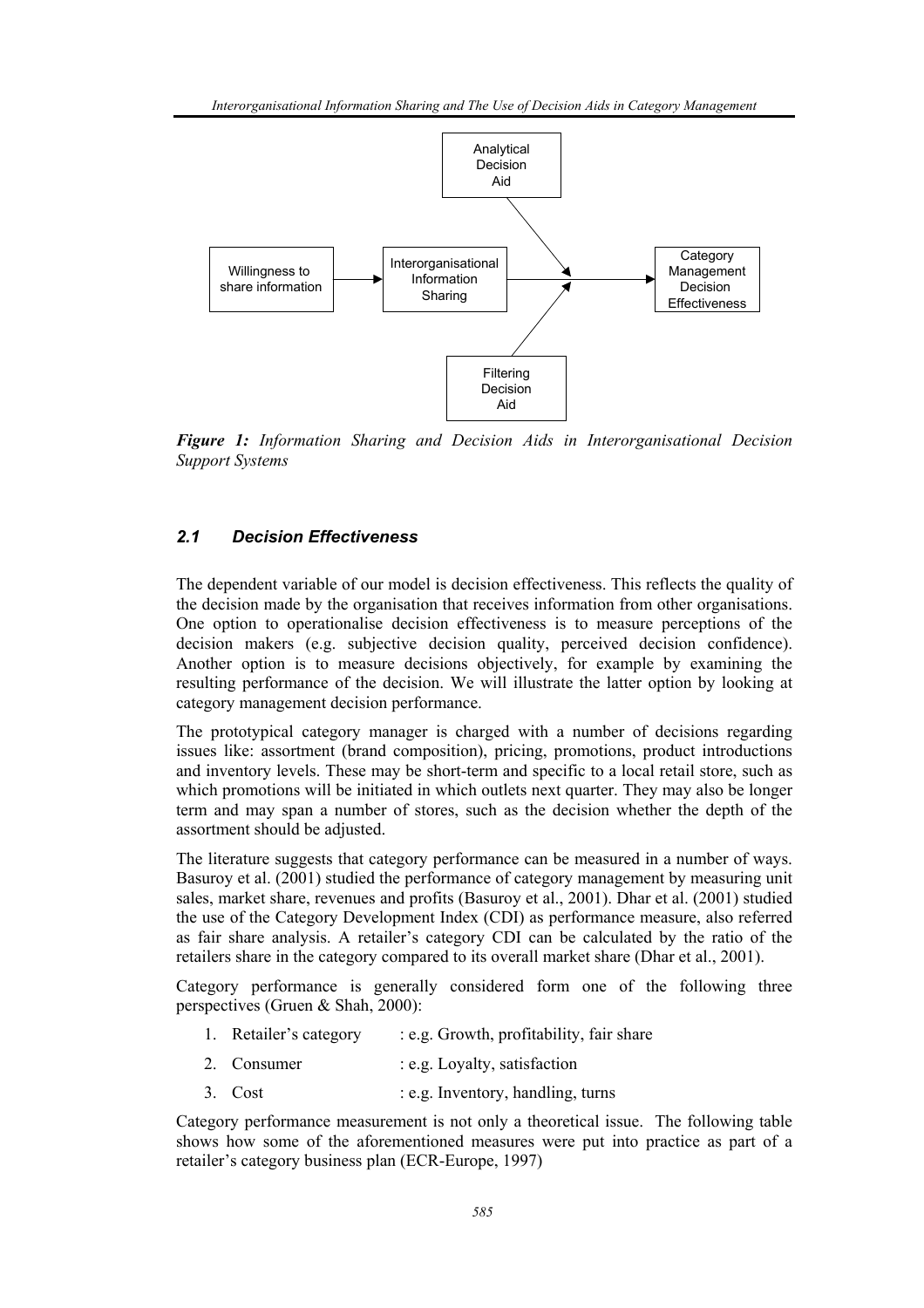*Figure 1: Information Sharing and Decision Aids in Interorganisational Decision Support Systems*

### *2.1 Decision Effectiveness*

The dependent variable of our model is decision effectiveness. This reflects the quality of the decision made by the organisation that receives information from other organisations. One option to operationalise decision effectiveness is to measure perceptions of the decision makers (e.g. subjective decision quality, perceived decision confidence). Another option is to measure decisions objectively, for example by examining the resulting performance of the decision. We will illustrate the latter option by looking at category management decision performance.

The prototypical category manager is charged with a number of decisions regarding issues like: assortment (brand composition), pricing, promotions, product introductions and inventory levels. These may be short-term and specific to a local retail store, such as which promotions will be initiated in which outlets next quarter. They may also be longer term and may span a number of stores, such as the decision whether the depth of the assortment should be adjusted.

The literature suggests that category performance can be measured in a number of ways. Basuroy et al. (2001) studied the performance of category management by measuring unit sales, market share, revenues and profits (Basuroy et al., 2001). Dhar et al. (2001) studied the use of the Category Development Index (CDI) as performance measure, also referred as fair share analysis. A retailer's category CDI can be calculated by the ratio of the retailers share in the category compared to its overall market share (Dhar et al., 2001).

Category performance is generally considered form one of the following three perspectives (Gruen & Shah, 2000):

1. Retailer's category : e.g. Growth, profitability, fair share
2. Consumer : e.g. Loyalty, satisfaction
3. Cost : e.g. Inventory, handling, turns

Category performance measurement is not only a theoretical issue. The following table shows how some of the aforementioned measures were put into practice as part of a retailer's category business plan (ECR-Europe, 1997)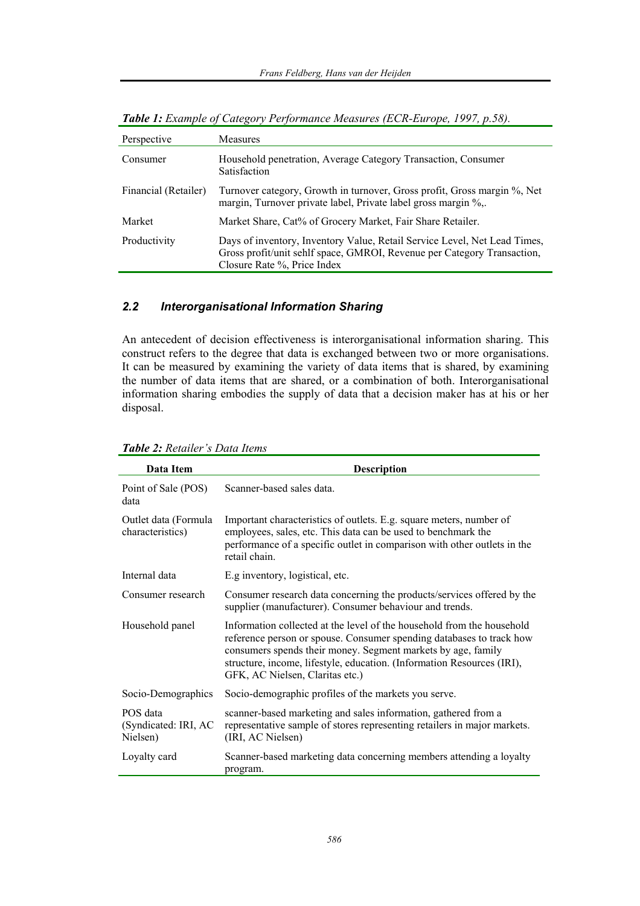***Table 1:*** *Example of Category Performance Measures (ECR-Europe, 1997, p.58).*

| Perspective | Measures |
| --- | --- |
| Consumer | Household penetration, Average Category Transaction, Consumer Satisfaction |
| Financial (Retailer) | Turnover category, Growth in turnover, Gross profit, Gross margin %, Net margin, Turnover private label, Private label gross margin %,. |
| Market | Market Share, Cat% of Grocery Market, Fair Share Retailer. |
| Productivity | Days of inventory, Inventory Value, Retail Service Level, Net Lead Times, Gross profit/unit sehlf space, GMROI, Revenue per Category Transaction, Closure Rate %, Price Index |

### *2.2 Interorganisational Information Sharing*

An antecedent of decision effectiveness is interorganisational information sharing. This construct refers to the degree that data is exchanged between two or more organisations. It can be measured by examining the variety of data items that is shared, by examining the number of data items that are shared, or a combination of both. Interorganisational information sharing embodies the supply of data that a decision maker has at his or her disposal.

***Table 2:*** *Retailer's Data Items*

| Data Item | Description |
| --- | --- |
| Point of Sale (POS) data | Scanner-based sales data. |
| Outlet data (Formula characteristics) | Important characteristics of outlets. E.g. square meters, number of employees, sales, etc. This data can be used to benchmark the performance of a specific outlet in comparison with other outlets in the retail chain. |
| Internal data | E.g inventory, logistical, etc. |
| Consumer research | Consumer research data concerning the products/services offered by the supplier (manufacturer). Consumer behaviour and trends. |
| Household panel | Information collected at the level of the household from the household reference person or spouse. Consumer spending databases to track how consumers spends their money. Segment markets by age, family structure, income, lifestyle, education. (Information Resources (IRI), GFK, AC Nielsen, Claritas etc.) |
| Socio-Demographics | Socio-demographic profiles of the markets you serve. |
| POS data (Syndicated: IRI, AC Nielsen) | scanner-based marketing and sales information, gathered from a representative sample of stores representing retailers in major markets. (IRI, AC Nielsen) |
| Loyalty card | Scanner-based marketing data concerning members attending a loyalty program. |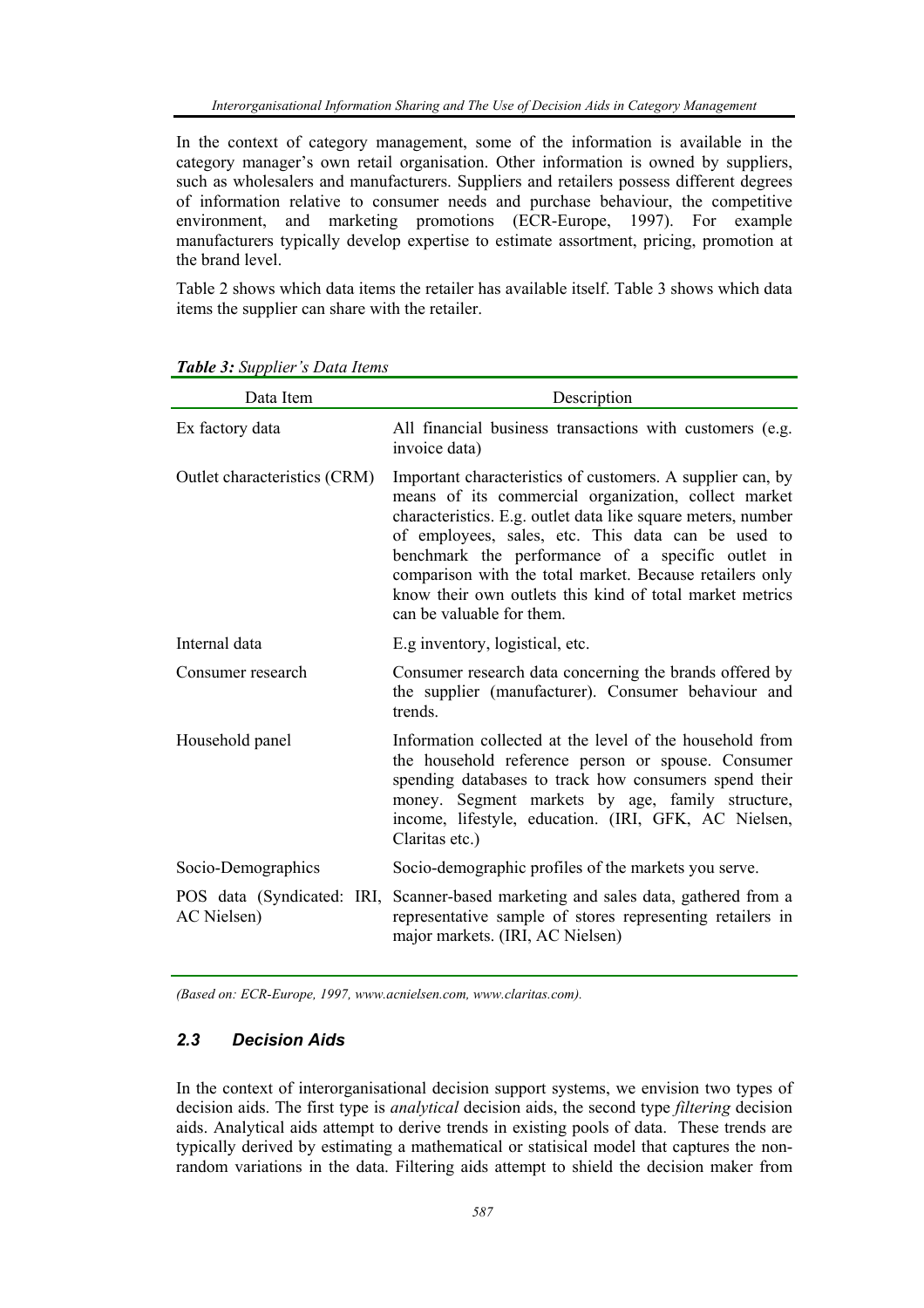In the context of category management, some of the information is available in the category manager's own retail organisation. Other information is owned by suppliers, such as wholesalers and manufacturers. Suppliers and retailers possess different degrees of information relative to consumer needs and purchase behaviour, the competitive environment, and marketing promotions (ECR-Europe, 1997). For example manufacturers typically develop expertise to estimate assortment, pricing, promotion at the brand level.

Table 2 shows which data items the retailer has available itself. Table 3 shows which data items the supplier can share with the retailer.

***Table 3:*** *Supplier's Data Items*

| Data Item | Description |
|---|---|
| Ex factory data | All financial business transactions with customers (e.g. invoice data) |
| Outlet characteristics (CRM) | Important characteristics of customers. A supplier can, by means of its commercial organization, collect market characteristics. E.g. outlet data like square meters, number of employees, sales, etc. This data can be used to benchmark the performance of a specific outlet in comparison with the total market. Because retailers only know their own outlets this kind of total market metrics can be valuable for them. |
| Internal data | E.g inventory, logistical, etc. |
| Consumer research | Consumer research data concerning the brands offered by the supplier (manufacturer). Consumer behaviour and trends. |
| Household panel | Information collected at the level of the household from the household reference person or spouse. Consumer spending databases to track how consumers spend their money. Segment markets by age, family structure, income, lifestyle, education. (IRI, GFK, AC Nielsen, Claritas etc.) |
| Socio-Demographics | Socio-demographic profiles of the markets you serve. |
| POS data (Syndicated: IRI, AC Nielsen) | Scanner-based marketing and sales data, gathered from a representative sample of stores representing retailers in major markets. (IRI, AC Nielsen) |

*(Based on: ECR-Europe, 1997, www.acnielsen.com, www.claritas.com).*

### *2.3 Decision Aids*

In the context of interorganisational decision support systems, we envision two types of decision aids. The first type is *analytical* decision aids, the second type *filtering* decision aids. Analytical aids attempt to derive trends in existing pools of data. These trends are typically derived by estimating a mathematical or statisical model that captures the non-random variations in the data. Filtering aids attempt to shield the decision maker from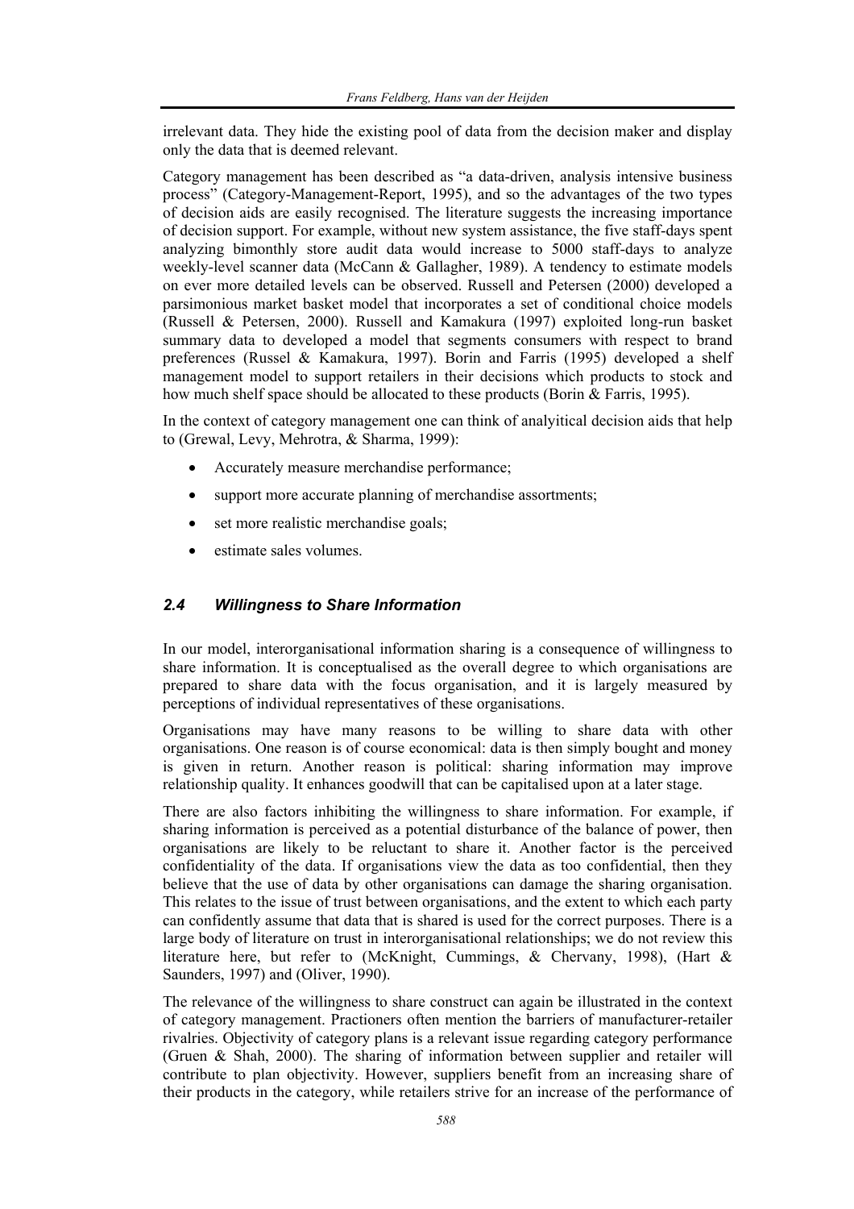irrelevant data. They hide the existing pool of data from the decision maker and display only the data that is deemed relevant.

Category management has been described as "a data-driven, analysis intensive business process" (Category-Management-Report, 1995), and so the advantages of the two types of decision aids are easily recognised. The literature suggests the increasing importance of decision support. For example, without new system assistance, the five staff-days spent analyzing bimonthly store audit data would increase to 5000 staff-days to analyze weekly-level scanner data (McCann & Gallagher, 1989). A tendency to estimate models on ever more detailed levels can be observed. Russell and Petersen (2000) developed a parsimonious market basket model that incorporates a set of conditional choice models (Russell & Petersen, 2000). Russell and Kamakura (1997) exploited long-run basket summary data to developed a model that segments consumers with respect to brand preferences (Russel & Kamakura, 1997). Borin and Farris (1995) developed a shelf management model to support retailers in their decisions which products to stock and how much shelf space should be allocated to these products (Borin & Farris, 1995).

In the context of category management one can think of analyitical decision aids that help to (Grewal, Levy, Mehrotra, & Sharma, 1999):

- Accurately measure merchandise performance;
- support more accurate planning of merchandise assortments;
- set more realistic merchandise goals;
- estimate sales volumes.

### *2.4 Willingness to Share Information*

In our model, interorganisational information sharing is a consequence of willingness to share information. It is conceptualised as the overall degree to which organisations are prepared to share data with the focus organisation, and it is largely measured by perceptions of individual representatives of these organisations.

Organisations may have many reasons to be willing to share data with other organisations. One reason is of course economical: data is then simply bought and money is given in return. Another reason is political: sharing information may improve relationship quality. It enhances goodwill that can be capitalised upon at a later stage.

There are also factors inhibiting the willingness to share information. For example, if sharing information is perceived as a potential disturbance of the balance of power, then organisations are likely to be reluctant to share it. Another factor is the perceived confidentiality of the data. If organisations view the data as too confidential, then they believe that the use of data by other organisations can damage the sharing organisation. This relates to the issue of trust between organisations, and the extent to which each party can confidently assume that data that is shared is used for the correct purposes. There is a large body of literature on trust in interorganisational relationships; we do not review this literature here, but refer to (McKnight, Cummings, & Chervany, 1998), (Hart & Saunders, 1997) and (Oliver, 1990).

The relevance of the willingness to share construct can again be illustrated in the context of category management. Practioners often mention the barriers of manufacturer-retailer rivalries. Objectivity of category plans is a relevant issue regarding category performance (Gruen & Shah, 2000). The sharing of information between supplier and retailer will contribute to plan objectivity. However, suppliers benefit from an increasing share of their products in the category, while retailers strive for an increase of the performance of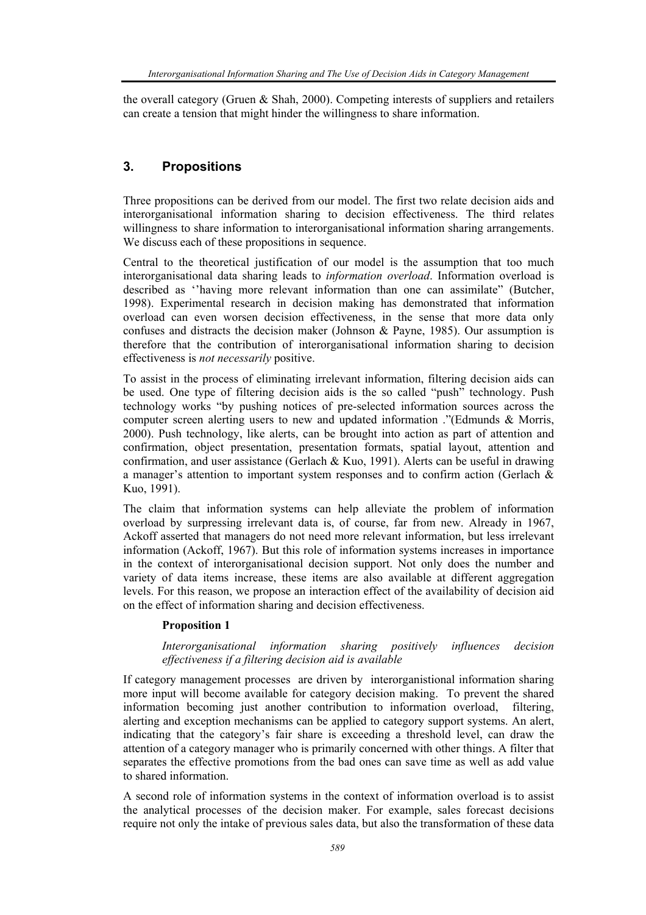the overall category (Gruen & Shah, 2000). Competing interests of suppliers and retailers can create a tension that might hinder the willingness to share information.

## 3. Propositions

Three propositions can be derived from our model. The first two relate decision aids and interorganisational information sharing to decision effectiveness. The third relates willingness to share information to interorganisational information sharing arrangements. We discuss each of these propositions in sequence.

Central to the theoretical justification of our model is the assumption that too much interorganisational data sharing leads to *information overload*. Information overload is described as ''having more relevant information than one can assimilate" (Butcher, 1998). Experimental research in decision making has demonstrated that information overload can even worsen decision effectiveness, in the sense that more data only confuses and distracts the decision maker (Johnson & Payne, 1985). Our assumption is therefore that the contribution of interorganisational information sharing to decision effectiveness is *not necessarily* positive.

To assist in the process of eliminating irrelevant information, filtering decision aids can be used. One type of filtering decision aids is the so called "push" technology. Push technology works "by pushing notices of pre-selected information sources across the computer screen alerting users to new and updated information ."(Edmunds & Morris, 2000). Push technology, like alerts, can be brought into action as part of attention and confirmation, object presentation, presentation formats, spatial layout, attention and confirmation, and user assistance (Gerlach & Kuo, 1991). Alerts can be useful in drawing a manager's attention to important system responses and to confirm action (Gerlach & Kuo, 1991).

The claim that information systems can help alleviate the problem of information overload by surpressing irrelevant data is, of course, far from new. Already in 1967, Ackoff asserted that managers do not need more relevant information, but less irrelevant information (Ackoff, 1967). But this role of information systems increases in importance in the context of interorganisational decision support. Not only does the number and variety of data items increase, these items are also available at different aggregation levels. For this reason, we propose an interaction effect of the availability of decision aid on the effect of information sharing and decision effectiveness.

**Proposition 1**

*Interorganisational information sharing positively influences decision effectiveness if a filtering decision aid is available*

If category management processes are driven by interorganistional information sharing more input will become available for category decision making. To prevent the shared information becoming just another contribution to information overload, filtering, alerting and exception mechanisms can be applied to category support systems. An alert, indicating that the category's fair share is exceeding a threshold level, can draw the attention of a category manager who is primarily concerned with other things. A filter that separates the effective promotions from the bad ones can save time as well as add value to shared information.

A second role of information systems in the context of information overload is to assist the analytical processes of the decision maker. For example, sales forecast decisions require not only the intake of previous sales data, but also the transformation of these data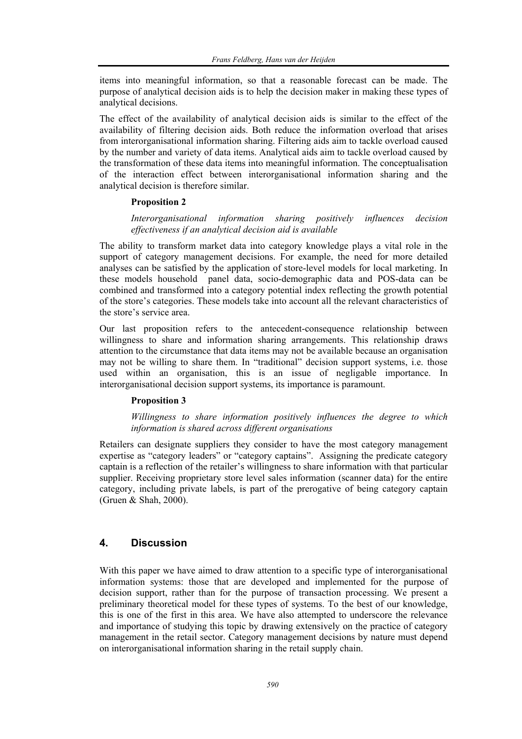items into meaningful information, so that a reasonable forecast can be made. The purpose of analytical decision aids is to help the decision maker in making these types of analytical decisions.

The effect of the availability of analytical decision aids is similar to the effect of the availability of filtering decision aids. Both reduce the information overload that arises from interorganisational information sharing. Filtering aids aim to tackle overload caused by the number and variety of data items. Analytical aids aim to tackle overload caused by the transformation of these data items into meaningful information. The conceptualisation of the interaction effect between interorganisational information sharing and the analytical decision is therefore similar.

> **Proposition 2**
>
> *Interorganisational information sharing positively influences decision effectiveness if an analytical decision aid is available*

The ability to transform market data into category knowledge plays a vital role in the support of category management decisions. For example, the need for more detailed analyses can be satisfied by the application of store-level models for local marketing. In these models household panel data, socio-demographic data and POS-data can be combined and transformed into a category potential index reflecting the growth potential of the store's categories. These models take into account all the relevant characteristics of the store's service area.

Our last proposition refers to the antecedent-consequence relationship between willingness to share and information sharing arrangements. This relationship draws attention to the circumstance that data items may not be available because an organisation may not be willing to share them. In "traditional" decision support systems, i.e. those used within an organisation, this is an issue of negligable importance. In interorganisational decision support systems, its importance is paramount.

> **Proposition 3**
>
> *Willingness to share information positively influences the degree to which information is shared across different organisations*

Retailers can designate suppliers they consider to have the most category management expertise as "category leaders" or "category captains". Assigning the predicate category captain is a reflection of the retailer's willingness to share information with that particular supplier. Receiving proprietary store level sales information (scanner data) for the entire category, including private labels, is part of the prerogative of being category captain (Gruen & Shah, 2000).

## 4. Discussion

With this paper we have aimed to draw attention to a specific type of interorganisational information systems: those that are developed and implemented for the purpose of decision support, rather than for the purpose of transaction processing. We present a preliminary theoretical model for these types of systems. To the best of our knowledge, this is one of the first in this area. We have also attempted to underscore the relevance and importance of studying this topic by drawing extensively on the practice of category management in the retail sector. Category management decisions by nature must depend on interorganisational information sharing in the retail supply chain.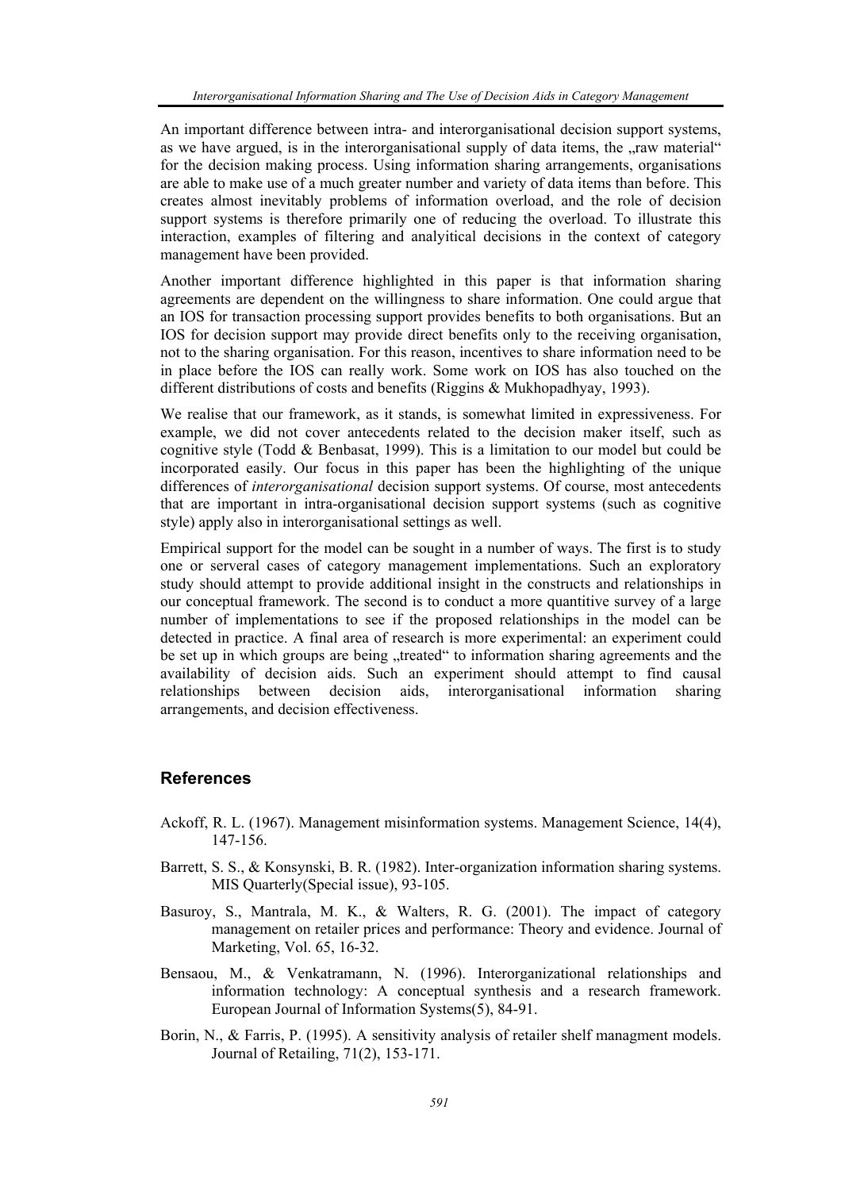An important difference between intra- and interorganisational decision support systems, as we have argued, is in the interorganisational supply of data items, the „raw material" for the decision making process. Using information sharing arrangements, organisations are able to make use of a much greater number and variety of data items than before. This creates almost inevitably problems of information overload, and the role of decision support systems is therefore primarily one of reducing the overload. To illustrate this interaction, examples of filtering and analyitical decisions in the context of category management have been provided.

Another important difference highlighted in this paper is that information sharing agreements are dependent on the willingness to share information. One could argue that an IOS for transaction processing support provides benefits to both organisations. But an IOS for decision support may provide direct benefits only to the receiving organisation, not to the sharing organisation. For this reason, incentives to share information need to be in place before the IOS can really work. Some work on IOS has also touched on the different distributions of costs and benefits (Riggins & Mukhopadhyay, 1993).

We realise that our framework, as it stands, is somewhat limited in expressiveness. For example, we did not cover antecedents related to the decision maker itself, such as cognitive style (Todd & Benbasat, 1999). This is a limitation to our model but could be incorporated easily. Our focus in this paper has been the highlighting of the unique differences of *interorganisational* decision support systems. Of course, most antecedents that are important in intra-organisational decision support systems (such as cognitive style) apply also in interorganisational settings as well.

Empirical support for the model can be sought in a number of ways. The first is to study one or serveral cases of category management implementations. Such an exploratory study should attempt to provide additional insight in the constructs and relationships in our conceptual framework. The second is to conduct a more quantitive survey of a large number of implementations to see if the proposed relationships in the model can be detected in practice. A final area of research is more experimental: an experiment could be set up in which groups are being „treated" to information sharing agreements and the availability of decision aids. Such an experiment should attempt to find causal relationships between decision aids, interorganisational information sharing arrangements, and decision effectiveness.

## References

Ackoff, R. L. (1967). Management misinformation systems. Management Science, 14(4), 147-156.

Barrett, S. S., & Konsynski, B. R. (1982). Inter-organization information sharing systems. MIS Quarterly(Special issue), 93-105.

Basuroy, S., Mantrala, M. K., & Walters, R. G. (2001). The impact of category management on retailer prices and performance: Theory and evidence. Journal of Marketing, Vol. 65, 16-32.

Bensaou, M., & Venkatramann, N. (1996). Interorganizational relationships and information technology: A conceptual synthesis and a research framework. European Journal of Information Systems(5), 84-91.

Borin, N., & Farris, P. (1995). A sensitivity analysis of retailer shelf managment models. Journal of Retailing, 71(2), 153-171.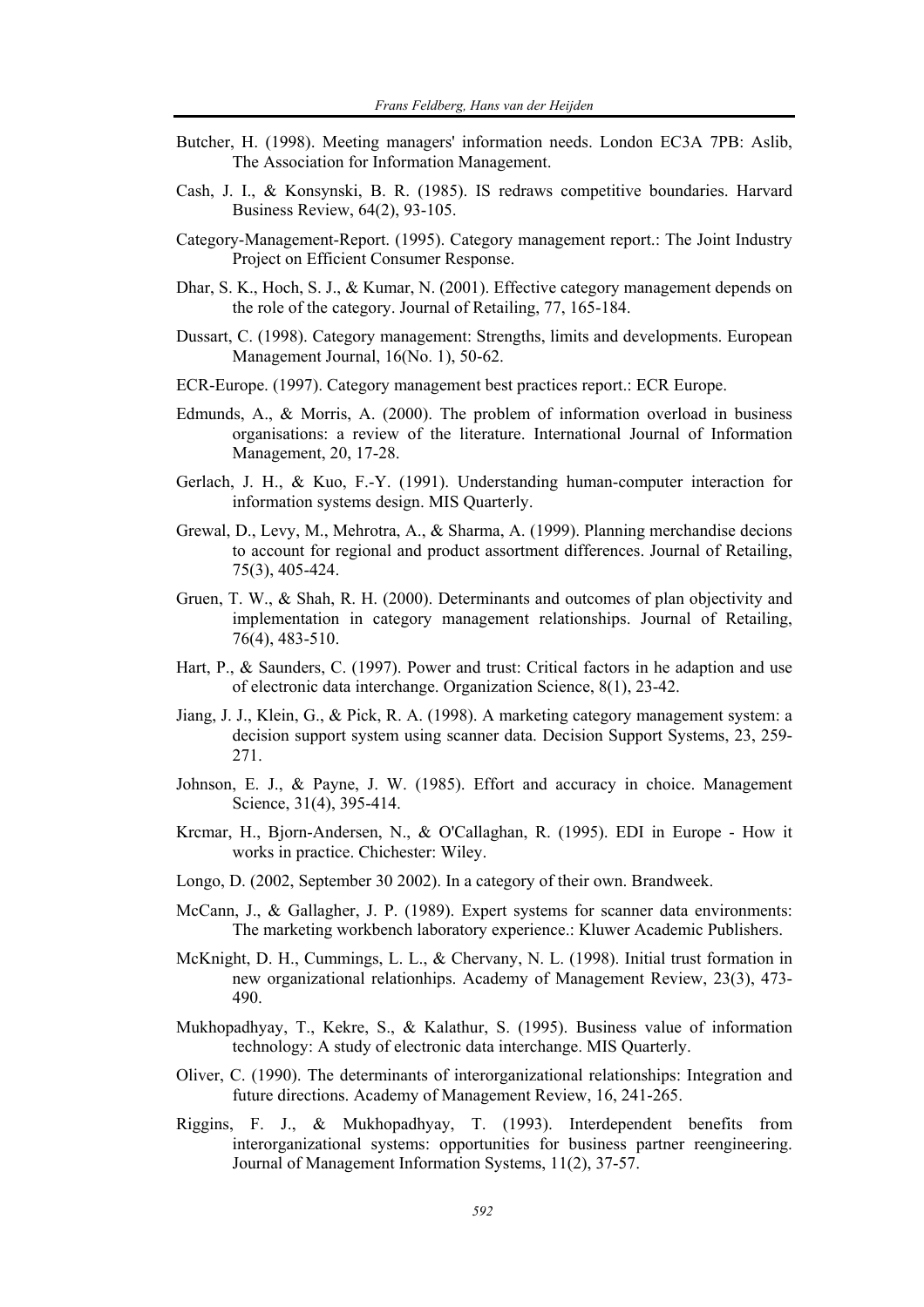Butcher, H. (1998). Meeting managers' information needs. London EC3A 7PB: Aslib, The Association for Information Management.

Cash, J. I., & Konsynski, B. R. (1985). IS redraws competitive boundaries. Harvard Business Review, 64(2), 93-105.

Category-Management-Report. (1995). Category management report.: The Joint Industry Project on Efficient Consumer Response.

Dhar, S. K., Hoch, S. J., & Kumar, N. (2001). Effective category management depends on the role of the category. Journal of Retailing, 77, 165-184.

Dussart, C. (1998). Category management: Strengths, limits and developments. European Management Journal, 16(No. 1), 50-62.

ECR-Europe. (1997). Category management best practices report.: ECR Europe.

Edmunds, A., & Morris, A. (2000). The problem of information overload in business organisations: a review of the literature. International Journal of Information Management, 20, 17-28.

Gerlach, J. H., & Kuo, F.-Y. (1991). Understanding human-computer interaction for information systems design. MIS Quarterly.

Grewal, D., Levy, M., Mehrotra, A., & Sharma, A. (1999). Planning merchandise decions to account for regional and product assortment differences. Journal of Retailing, 75(3), 405-424.

Gruen, T. W., & Shah, R. H. (2000). Determinants and outcomes of plan objectivity and implementation in category management relationships. Journal of Retailing, 76(4), 483-510.

Hart, P., & Saunders, C. (1997). Power and trust: Critical factors in he adaption and use of electronic data interchange. Organization Science, 8(1), 23-42.

Jiang, J. J., Klein, G., & Pick, R. A. (1998). A marketing category management system: a decision support system using scanner data. Decision Support Systems, 23, 259-271.

Johnson, E. J., & Payne, J. W. (1985). Effort and accuracy in choice. Management Science, 31(4), 395-414.

Krcmar, H., Bjorn-Andersen, N., & O'Callaghan, R. (1995). EDI in Europe - How it works in practice. Chichester: Wiley.

Longo, D. (2002, September 30 2002). In a category of their own. Brandweek.

McCann, J., & Gallagher, J. P. (1989). Expert systems for scanner data environments: The marketing workbench laboratory experience.: Kluwer Academic Publishers.

McKnight, D. H., Cummings, L. L., & Chervany, N. L. (1998). Initial trust formation in new organizational relationhips. Academy of Management Review, 23(3), 473-490.

Mukhopadhyay, T., Kekre, S., & Kalathur, S. (1995). Business value of information technology: A study of electronic data interchange. MIS Quarterly.

Oliver, C. (1990). The determinants of interorganizational relationships: Integration and future directions. Academy of Management Review, 16, 241-265.

Riggins, F. J., & Mukhopadhyay, T. (1993). Interdependent benefits from interorganizational systems: opportunities for business partner reengineering. Journal of Management Information Systems, 11(2), 37-57.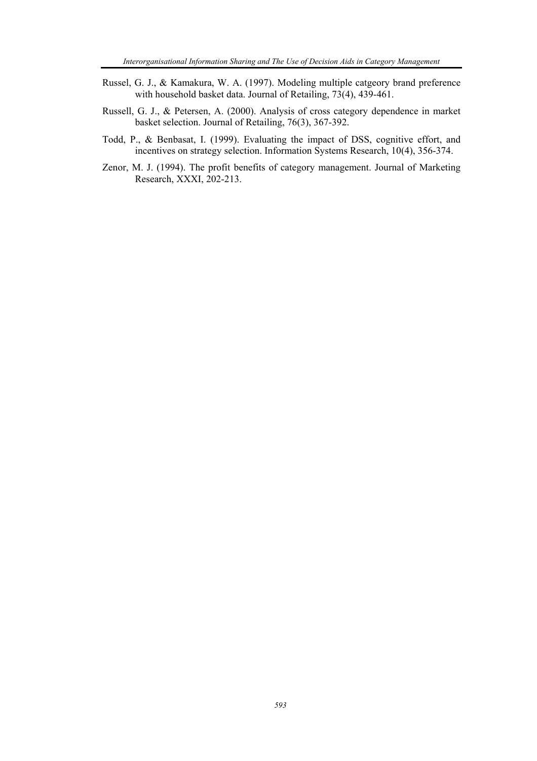Russel, G. J., & Kamakura, W. A. (1997). Modeling multiple catgeory brand preference with household basket data. Journal of Retailing, 73(4), 439-461.

Russell, G. J., & Petersen, A. (2000). Analysis of cross category dependence in market basket selection. Journal of Retailing, 76(3), 367-392.

Todd, P., & Benbasat, I. (1999). Evaluating the impact of DSS, cognitive effort, and incentives on strategy selection. Information Systems Research, 10(4), 356-374.

Zenor, M. J. (1994). The profit benefits of category management. Journal of Marketing Research, XXXI, 202-213.